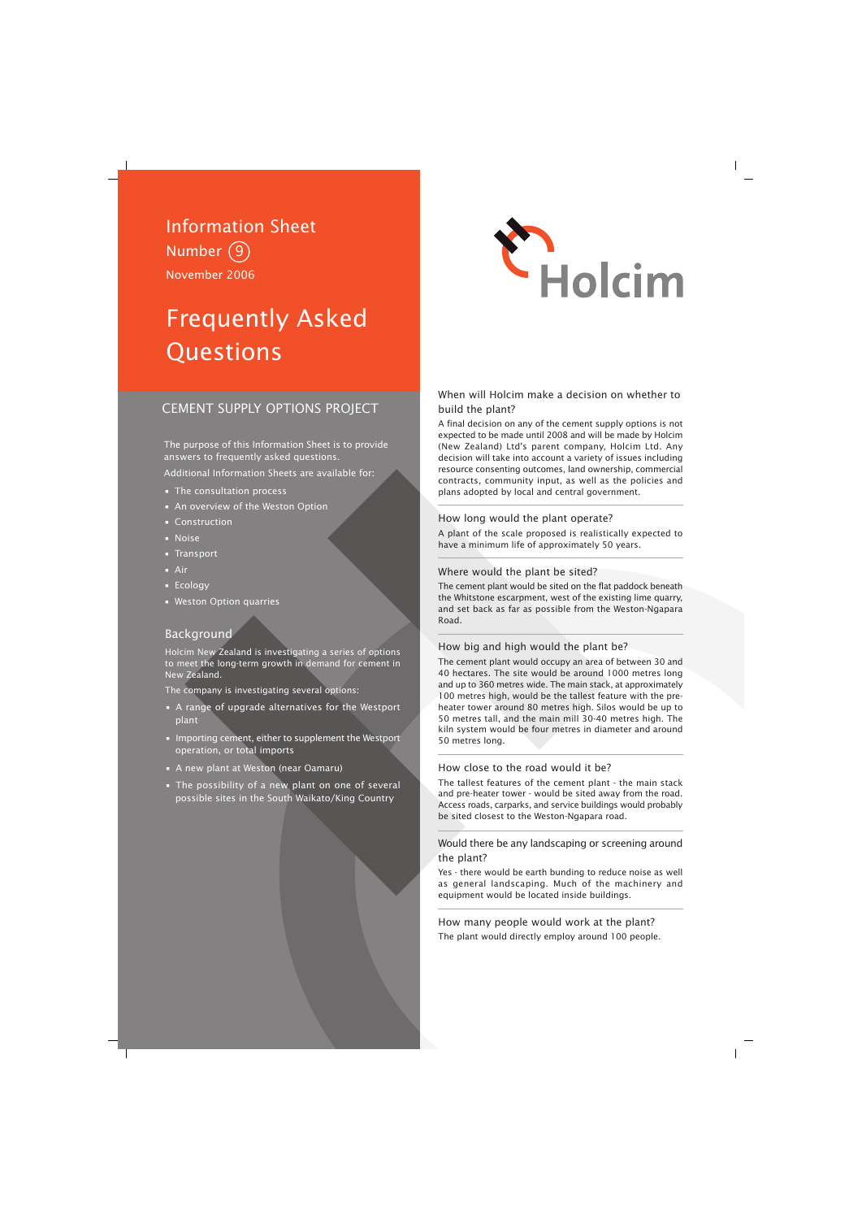Information Sheet

Number 9

November 2006

# Frequently Asked Questions

## CEMENT SUPPLY OPTIONS PROJECT

The purpose of this Information Sheet is to provide answers to frequently asked questions.

Additional Information Sheets are available for:

- The consultation process
- An overview of the Weston Option
- Construction
- Noise
- Transport
- Air
- Ecology
- Weston Option quarries

### Background

Holcim New Zealand is investigating a series of options to meet the long-term growth in demand for cement in New Zealand.

The company is investigating several options:

- A range of upgrade alternatives for the Westport plant
- Importing cement, either to supplement the Westport operation, or total imports
- A new plant at Weston (near Oamaru)
- The possibility of a new plant on one of several possible sites in the South Waikato/King Country

### When will Holcim make a decision on whether to build the plant?

A final decision on any of the cement supply options is not expected to be made until 2008 and will be made by Holcim (New Zealand) Ltd's parent company, Holcim Ltd. Any decision will take into account a variety of issues including resource consenting outcomes, land ownership, commercial contracts, community input, as well as the policies and plans adopted by local and central government.

### How long would the plant operate?

A plant of the scale proposed is realistically expected to have a minimum life of approximately 50 years.

### Where would the plant be sited?

The cement plant would be sited on the flat paddock beneath the Whitstone escarpment, west of the existing lime quarry, and set back as far as possible from the Weston-Ngapara Road.

### How big and high would the plant be?

The cement plant would occupy an area of between 30 and 40 hectares. The site would be around 1000 metres long and up to 360 metres wide. The main stack, at approximately 100 metres high, would be the tallest feature with the pre-heater tower around 80 metres high. Silos would be up to 50 metres tall, and the main mill 30-40 metres high. The kiln system would be four metres in diameter and around 50 metres long.

### How close to the road would it be?

The tallest features of the cement plant - the main stack and pre-heater tower - would be sited away from the road. Access roads, carparks, and service buildings would probably be sited closest to the Weston-Ngapara road.

### Would there be any landscaping or screening around the plant?

Yes - there would be earth bunding to reduce noise as well as general landscaping. Much of the machinery and equipment would be located inside buildings.

### How many people would work at the plant?

The plant would directly employ around 100 people.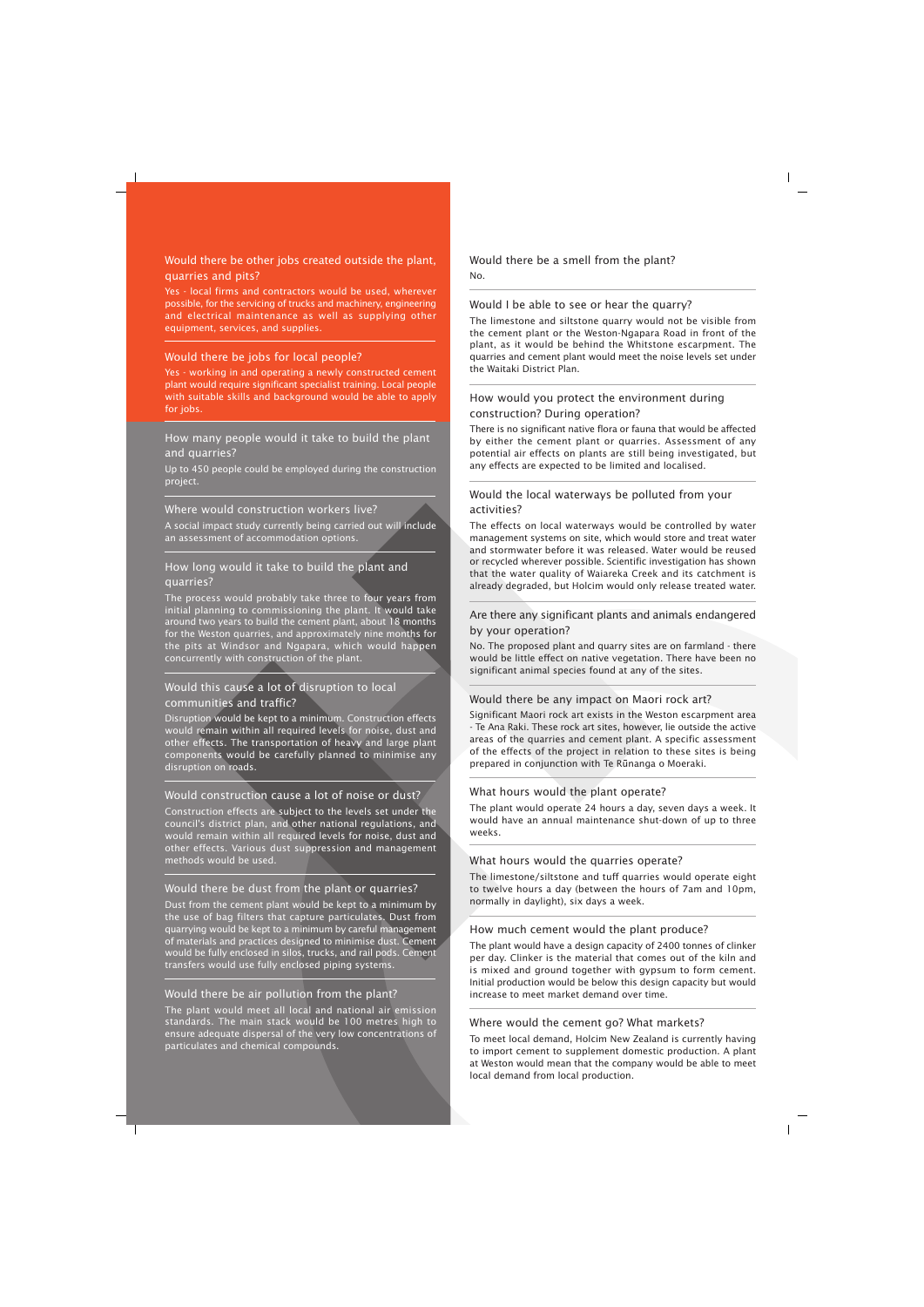### Would there be other jobs created outside the plant, quarries and pits?

Yes - local firms and contractors would be used, wherever possible, for the servicing of trucks and machinery, engineering and electrical maintenance as well as supplying other equipment, services, and supplies.

### Would there be jobs for local people?

Yes - working in and operating a newly constructed cement plant would require significant specialist training. Local people with suitable skills and background would be able to apply for jobs.

### How many people would it take to build the plant and quarries?

Up to 450 people could be employed during the construction project.

### Where would construction workers live?

A social impact study currently being carried out will include an assessment of accommodation options.

### How long would it take to build the plant and quarries?

The process would probably take three to four years from initial planning to commissioning the plant. It would take around two years to build the cement plant, about 18 months for the Weston quarries, and approximately nine months for the pits at Windsor and Ngapara, which would happen concurrently with construction of the plant.

### Would this cause a lot of disruption to local communities and traffic?

Disruption would be kept to a minimum. Construction effects would remain within all required levels for noise, dust and other effects. The transportation of heavy and large plant components would be carefully planned to minimise any disruption on roads.

### Would construction cause a lot of noise or dust?

Construction effects are subject to the levels set under the council's district plan, and other national regulations, and would remain within all required levels for noise, dust and other effects. Various dust suppression and management methods would be used.

### Would there be dust from the plant or quarries?

Dust from the cement plant would be kept to a minimum by the use of bag filters that capture particulates. Dust from quarrying would be kept to a minimum by careful management of materials and practices designed to minimise dust. Cement would be fully enclosed in silos, trucks, and rail pods. Cement transfers would use fully enclosed piping systems.

### Would there be air pollution from the plant?

The plant would meet all local and national air emission standards. The main stack would be 100 metres high to ensure adequate dispersal of the very low concentrations of particulates and chemical compounds.

### Would there be a smell from the plant?

No.

### Would I be able to see or hear the quarry?

The limestone and siltstone quarry would not be visible from the cement plant or the Weston-Ngapara Road in front of the plant, as it would be behind the Whitstone escarpment. The quarries and cement plant would meet the noise levels set under the Waitaki District Plan.

### How would you protect the environment during construction? During operation?

There is no significant native flora or fauna that would be affected by either the cement plant or quarries. Assessment of any potential air effects on plants are still being investigated, but any effects are expected to be limited and localised.

### Would the local waterways be polluted from your activities?

The effects on local waterways would be controlled by water management systems on site, which would store and treat water and stormwater before it was released. Water would be reused or recycled wherever possible. Scientific investigation has shown that the water quality of Waiareka Creek and its catchment is already degraded, but Holcim would only release treated water.

### Are there any significant plants and animals endangered by your operation?

No. The proposed plant and quarry sites are on farmland - there would be little effect on native vegetation. There have been no significant animal species found at any of the sites.

### Would there be any impact on Maori rock art?

Significant Maori rock art exists in the Weston escarpment area - Te Ana Raki. These rock art sites, however, lie outside the active areas of the quarries and cement plant. A specific assessment of the effects of the project in relation to these sites is being prepared in conjunction with Te Rūnanga o Moeraki.

### What hours would the plant operate?

The plant would operate 24 hours a day, seven days a week. It would have an annual maintenance shut-down of up to three weeks.

### What hours would the quarries operate?

The limestone/siltstone and tuff quarries would operate eight to twelve hours a day (between the hours of 7am and 10pm, normally in daylight), six days a week.

### How much cement would the plant produce?

The plant would have a design capacity of 2400 tonnes of clinker per day. Clinker is the material that comes out of the kiln and is mixed and ground together with gypsum to form cement. Initial production would be below this design capacity but would increase to meet market demand over time.

### Where would the cement go? What markets?

To meet local demand, Holcim New Zealand is currently having to import cement to supplement domestic production. A plant at Weston would mean that the company would be able to meet local demand from local production.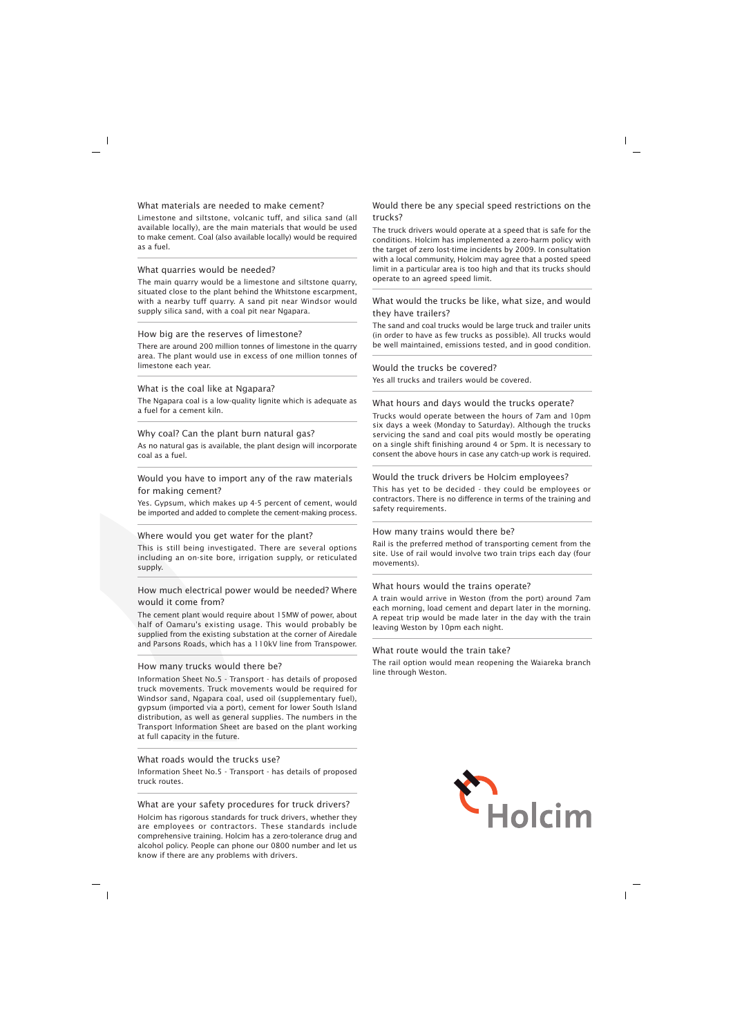### What materials are needed to make cement?

Limestone and siltstone, volcanic tuff, and silica sand (all available locally), are the main materials that would be used to make cement. Coal (also available locally) would be required as a fuel.

### What quarries would be needed?

The main quarry would be a limestone and siltstone quarry, situated close to the plant behind the Whitstone escarpment, with a nearby tuff quarry. A sand pit near Windsor would supply silica sand, with a coal pit near Ngapara.

### How big are the reserves of limestone?

There are around 200 million tonnes of limestone in the quarry area. The plant would use in excess of one million tonnes of limestone each year.

### What is the coal like at Ngapara?

The Ngapara coal is a low-quality lignite which is adequate as a fuel for a cement kiln.

### Why coal? Can the plant burn natural gas?

As no natural gas is available, the plant design will incorporate coal as a fuel.

### Would you have to import any of the raw materials for making cement?

Yes. Gypsum, which makes up 4-5 percent of cement, would be imported and added to complete the cement-making process.

### Where would you get water for the plant?

This is still being investigated. There are several options including an on-site bore, irrigation supply, or reticulated supply.

### How much electrical power would be needed? Where would it come from?

The cement plant would require about 15MW of power, about half of Oamaru's existing usage. This would probably be supplied from the existing substation at the corner of Airedale and Parsons Roads, which has a 110kV line from Transpower.

### How many trucks would there be?

Information Sheet No.5 - Transport - has details of proposed truck movements. Truck movements would be required for Windsor sand, Ngapara coal, used oil (supplementary fuel), gypsum (imported via a port), cement for lower South Island distribution, as well as general supplies. The numbers in the Transport Information Sheet are based on the plant working at full capacity in the future.

### What roads would the trucks use?

Information Sheet No.5 - Transport - has details of proposed truck routes.

### What are your safety procedures for truck drivers?

Holcim has rigorous standards for truck drivers, whether they are employees or contractors. These standards include comprehensive training. Holcim has a zero-tolerance drug and alcohol policy. People can phone our 0800 number and let us know if there are any problems with drivers.

### Would there be any special speed restrictions on the trucks?

The truck drivers would operate at a speed that is safe for the conditions. Holcim has implemented a zero-harm policy with the target of zero lost-time incidents by 2009. In consultation with a local community, Holcim may agree that a posted speed limit in a particular area is too high and that its trucks should operate to an agreed speed limit.

### What would the trucks be like, what size, and would they have trailers?

The sand and coal trucks would be large truck and trailer units (in order to have as few trucks as possible). All trucks would be well maintained, emissions tested, and in good condition.

### Would the trucks be covered?

Yes all trucks and trailers would be covered.

### What hours and days would the trucks operate?

Trucks would operate between the hours of 7am and 10pm six days a week (Monday to Saturday). Although the trucks servicing the sand and coal pits would mostly be operating on a single shift finishing around 4 or 5pm. It is necessary to consent the above hours in case any catch-up work is required.

### Would the truck drivers be Holcim employees?

This has yet to be decided - they could be employees or contractors. There is no difference in terms of the training and safety requirements.

### How many trains would there be?

Rail is the preferred method of transporting cement from the site. Use of rail would involve two train trips each day (four movements).

### What hours would the trains operate?

A train would arrive in Weston (from the port) around 7am each morning, load cement and depart later in the morning. A repeat trip would be made later in the day with the train leaving Weston by 10pm each night.

### What route would the train take?

The rail option would mean reopening the Waiareka branch line through Weston.

Holcim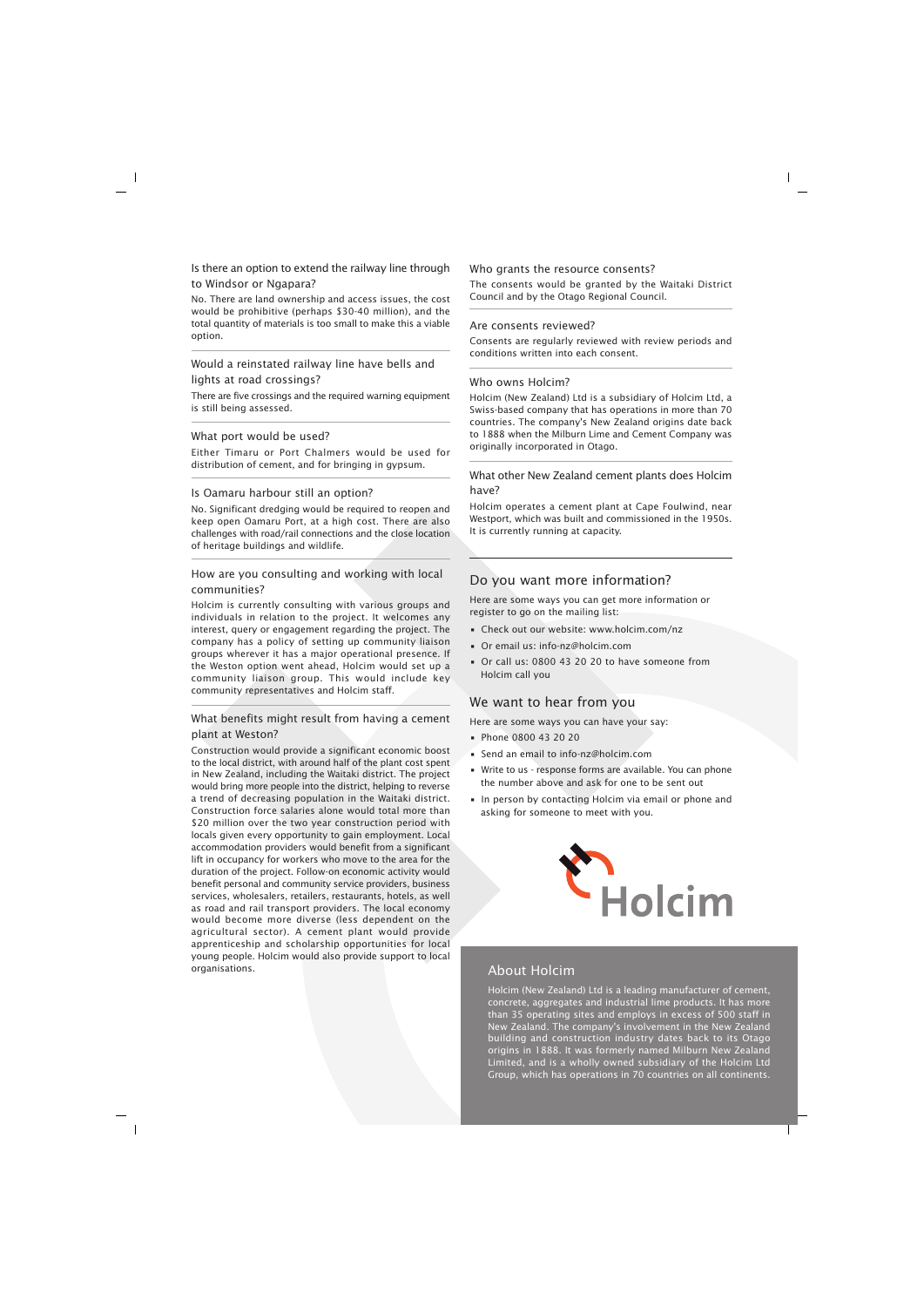### Is there an option to extend the railway line through to Windsor or Ngapara?

No. There are land ownership and access issues, the cost would be prohibitive (perhaps $30-40 million), and the total quantity of materials is too small to make this a viable option.

### Would a reinstated railway line have bells and lights at road crossings?

There are five crossings and the required warning equipment is still being assessed.

### What port would be used?

Either Timaru or Port Chalmers would be used for distribution of cement, and for bringing in gypsum.

### Is Oamaru harbour still an option?

No. Significant dredging would be required to reopen and keep open Oamaru Port, at a high cost. There are also challenges with road/rail connections and the close location of heritage buildings and wildlife.

### How are you consulting and working with local communities?

Holcim is currently consulting with various groups and individuals in relation to the project. It welcomes any interest, query or engagement regarding the project. The company has a policy of setting up community liaison groups wherever it has a major operational presence. If the Weston option went ahead, Holcim would set up a community liaison group. This would include key community representatives and Holcim staff.

### What benefits might result from having a cement plant at Weston?

Construction would provide a significant economic boost to the local district, with around half of the plant cost spent in New Zealand, including the Waitaki district. The project would bring more people into the district, helping to reverse a trend of decreasing population in the Waitaki district. Construction force salaries alone would total more than $20 million over the two year construction period with locals given every opportunity to gain employment. Local accommodation providers would benefit from a significant lift in occupancy for workers who move to the area for the duration of the project. Follow-on economic activity would benefit personal and community service providers, business services, wholesalers, retailers, restaurants, hotels, as well as road and rail transport providers. The local economy would become more diverse (less dependent on the agricultural sector). A cement plant would provide apprenticeship and scholarship opportunities for local young people. Holcim would also provide support to local organisations.

### Who grants the resource consents?

The consents would be granted by the Waitaki District Council and by the Otago Regional Council.

### Are consents reviewed?

Consents are regularly reviewed with review periods and conditions written into each consent.

### Who owns Holcim?

Holcim (New Zealand) Ltd is a subsidiary of Holcim Ltd, a Swiss-based company that has operations in more than 70 countries. The company's New Zealand origins date back to 1888 when the Milburn Lime and Cement Company was originally incorporated in Otago.

### What other New Zealand cement plants does Holcim have?

Holcim operates a cement plant at Cape Foulwind, near Westport, which was built and commissioned in the 1950s. It is currently running at capacity.

## Do you want more information?

Here are some ways you can get more information or register to go on the mailing list:

- Check out our website: www.holcim.com/nz
- Or email us: info-nz@holcim.com
- Or call us: 0800 43 20 20 to have someone from Holcim call you

## We want to hear from you

Here are some ways you can have your say:

- Phone 0800 43 20 20
- Send an email to info-nz@holcim.com
- Write to us - response forms are available. You can phone the number above and ask for one to be sent out
- In person by contacting Holcim via email or phone and asking for someone to meet with you.

Holcim

## About Holcim

Holcim (New Zealand) Ltd is a leading manufacturer of cement, concrete, aggregates and industrial lime products. It has more than 35 operating sites and employs in excess of 500 staff in New Zealand. The company's involvement in the New Zealand building and construction industry dates back to its Otago origins in 1888. It was formerly named Milburn New Zealand Limited, and is a wholly owned subsidiary of the Holcim Ltd Group, which has operations in 70 countries on all continents.